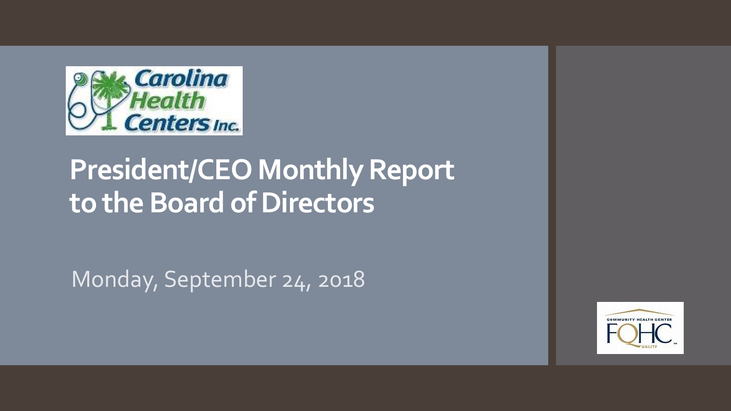Carolina Health Centers Inc.

# President/CEO Monthly Report to the Board of Directors

Monday, September 24, 2018

COMMUNITY HEALTH CENTER FQHC QUALITY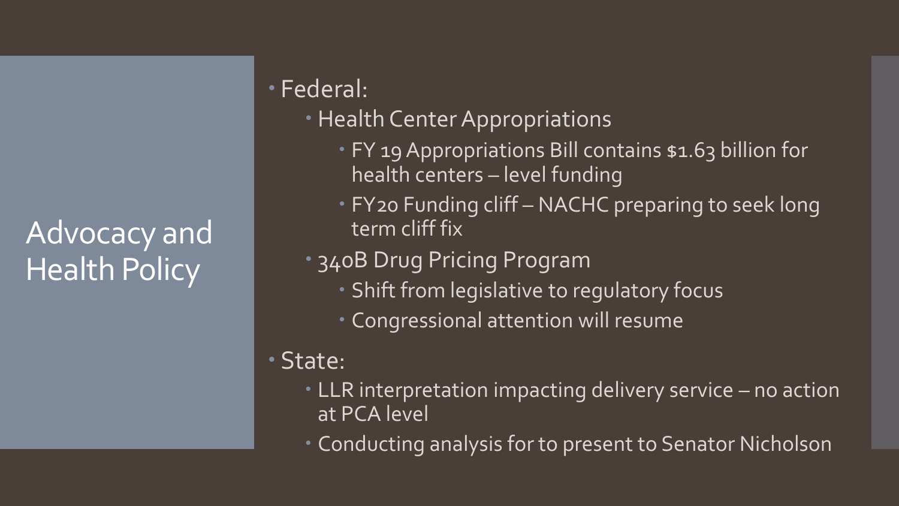# Advocacy and Health Policy

- Federal:
  - Health Center Appropriations
    - FY 19 Appropriations Bill contains $1.63 billion for health centers – level funding
    - FY20 Funding cliff – NACHC preparing to seek long term cliff fix
  - 340B Drug Pricing Program
    - Shift from legislative to regulatory focus
    - Congressional attention will resume
- State:
  - LLR interpretation impacting delivery service – no action at PCA level
  - Conducting analysis for to present to Senator Nicholson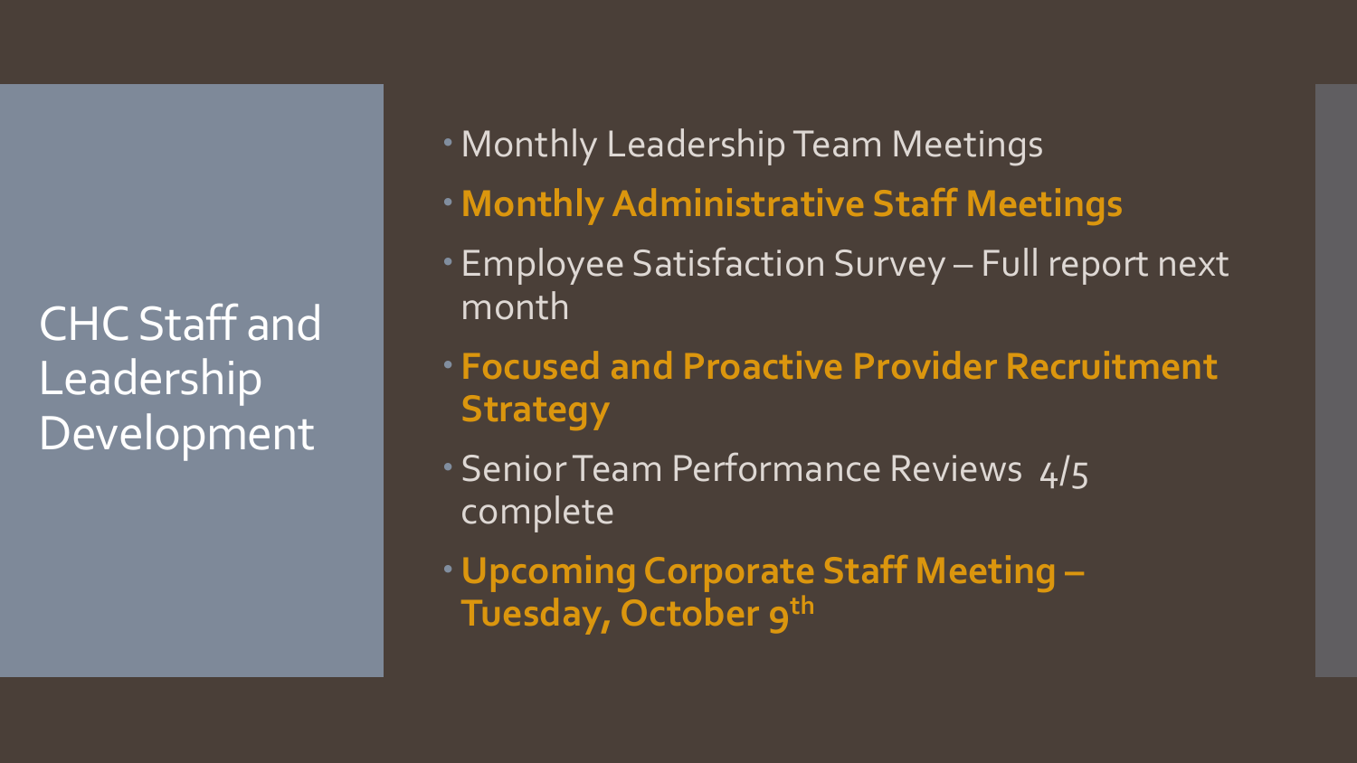# CHC Staff and Leadership Development

- Monthly Leadership Team Meetings
- **Monthly Administrative Staff Meetings**
- Employee Satisfaction Survey – Full report next month
- **Focused and Proactive Provider Recruitment Strategy**
- Senior Team Performance Reviews 4/5 complete
- **Upcoming Corporate Staff Meeting – Tuesday, October 9th**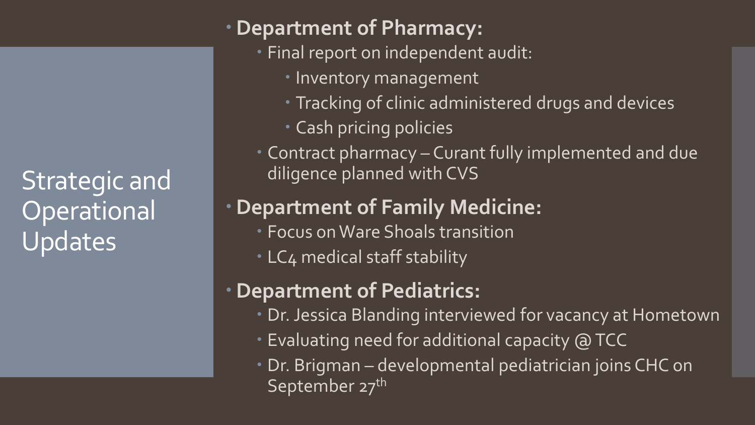# Strategic and Operational Updates

- **Department of Pharmacy:**
  - Final report on independent audit:
    - Inventory management
    - Tracking of clinic administered drugs and devices
    - Cash pricing policies
  - Contract pharmacy – Curant fully implemented and due diligence planned with CVS
- **Department of Family Medicine:**
  - Focus on Ware Shoals transition
  - LC4 medical staff stability
- **Department of Pediatrics:**
  - Dr. Jessica Blanding interviewed for vacancy at Hometown
  - Evaluating need for additional capacity @ TCC
  - Dr. Brigman – developmental pediatrician joins CHC on September 27th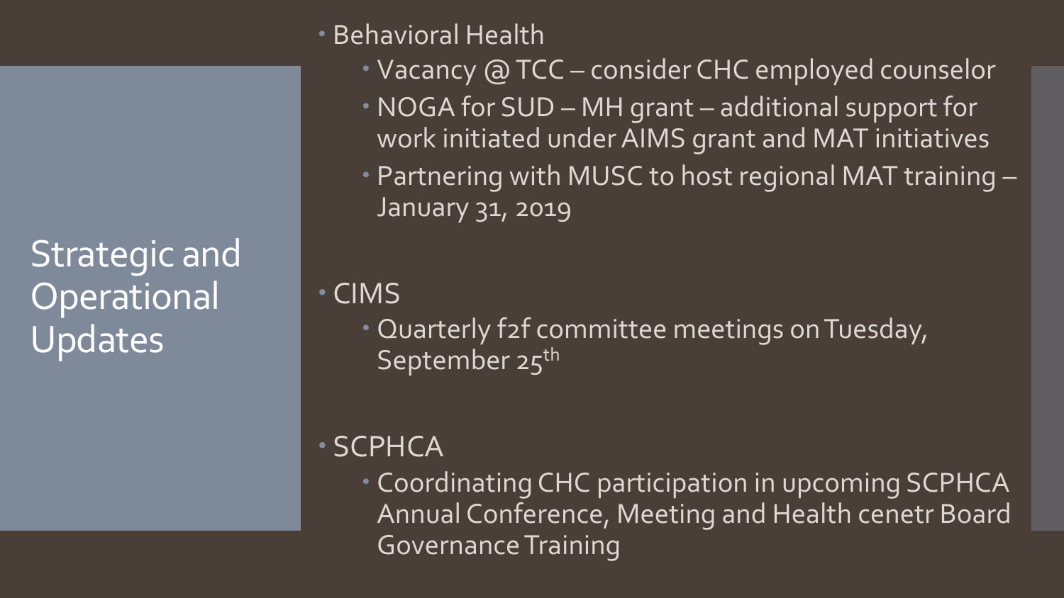# Strategic and Operational Updates

- Behavioral Health
  - Vacancy @ TCC – consider CHC employed counselor
  - NOGA for SUD – MH grant – additional support for work initiated under AIMS grant and MAT initiatives
  - Partnering with MUSC to host regional MAT training – January 31, 2019
- CIMS
  - Quarterly f2f committee meetings on Tuesday, September 25th
- SCPHCA
  - Coordinating CHC participation in upcoming SCPHCA Annual Conference, Meeting and Health cenetr Board Governance Training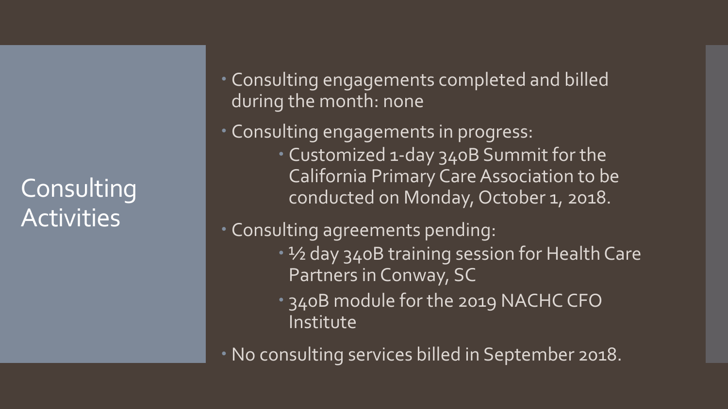# Consulting Activities

- Consulting engagements completed and billed during the month: none
- Consulting engagements in progress:
  - Customized 1-day 340B Summit for the California Primary Care Association to be conducted on Monday, October 1, 2018.
- Consulting agreements pending:
  - ½ day 340B training session for Health Care Partners in Conway, SC
  - 340B module for the 2019 NACHC CFO Institute
- No consulting services billed in September 2018.